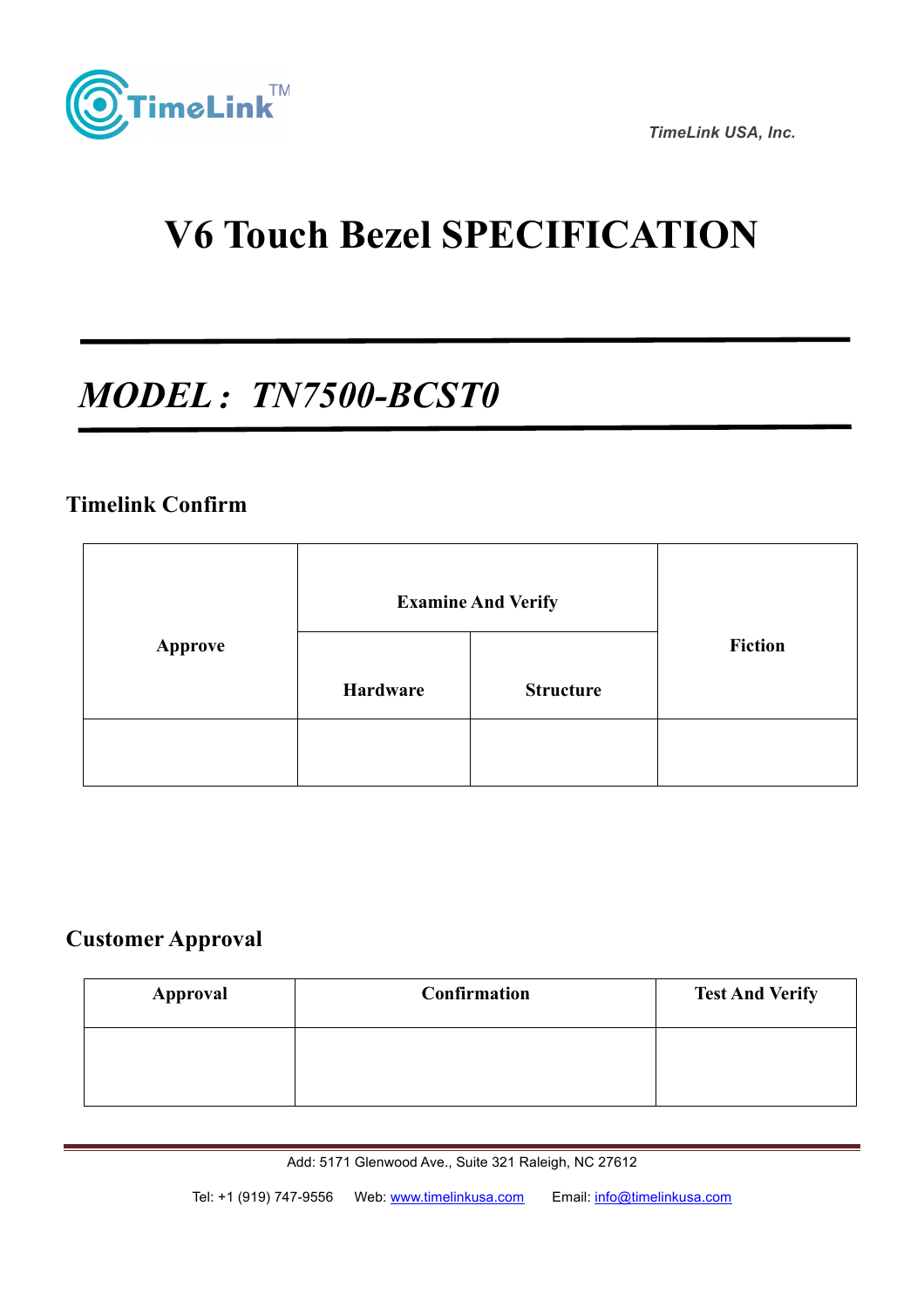TimeLink USA, Inc.

# V6 Touch Bezel SPECIFICATION

## *MODEL： TN7500-BCST0*

### Timelink Confirm

| Approve | Examine And Verify | | Fiction |
|---|---|---|---|
| | Hardware | Structure | |
| | | | |

### Customer Approval

| Approval | Confirmation | Test And Verify |
|---|---|---|
| | | |

Add: 5171 Glenwood Ave., Suite 321 Raleigh, NC 27612

Tel: +1 (919) 747-9556 Web: www.timelinkusa.com Email: info@timelinkusa.com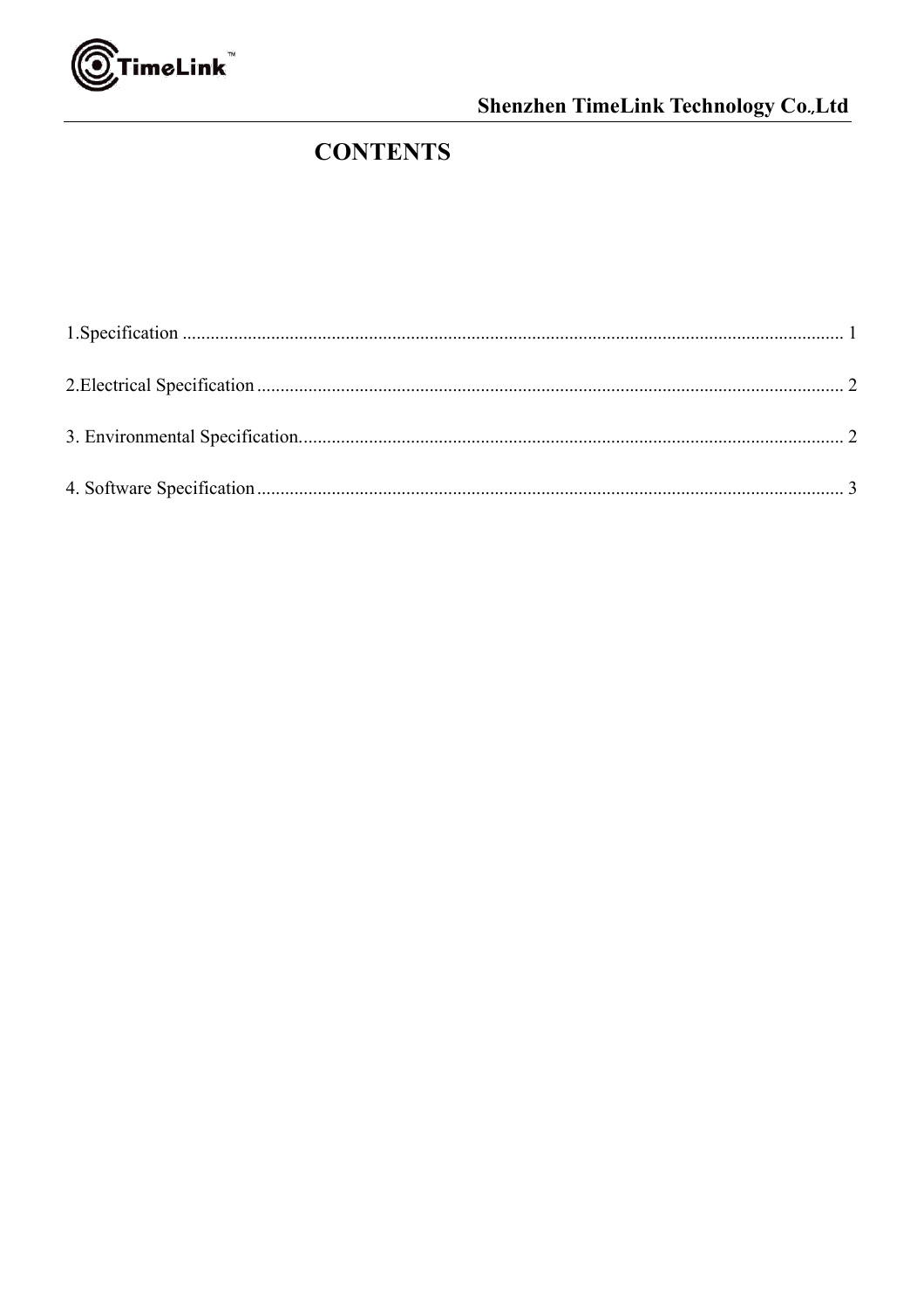# CONTENTS

1.Specification ........................................................................................................................................ 1

2.Electrical Specification ......................................................................................................................... 2

3. Environmental Specification................................................................................................................. 2

4. Software Specification .......................................................................................................................... 3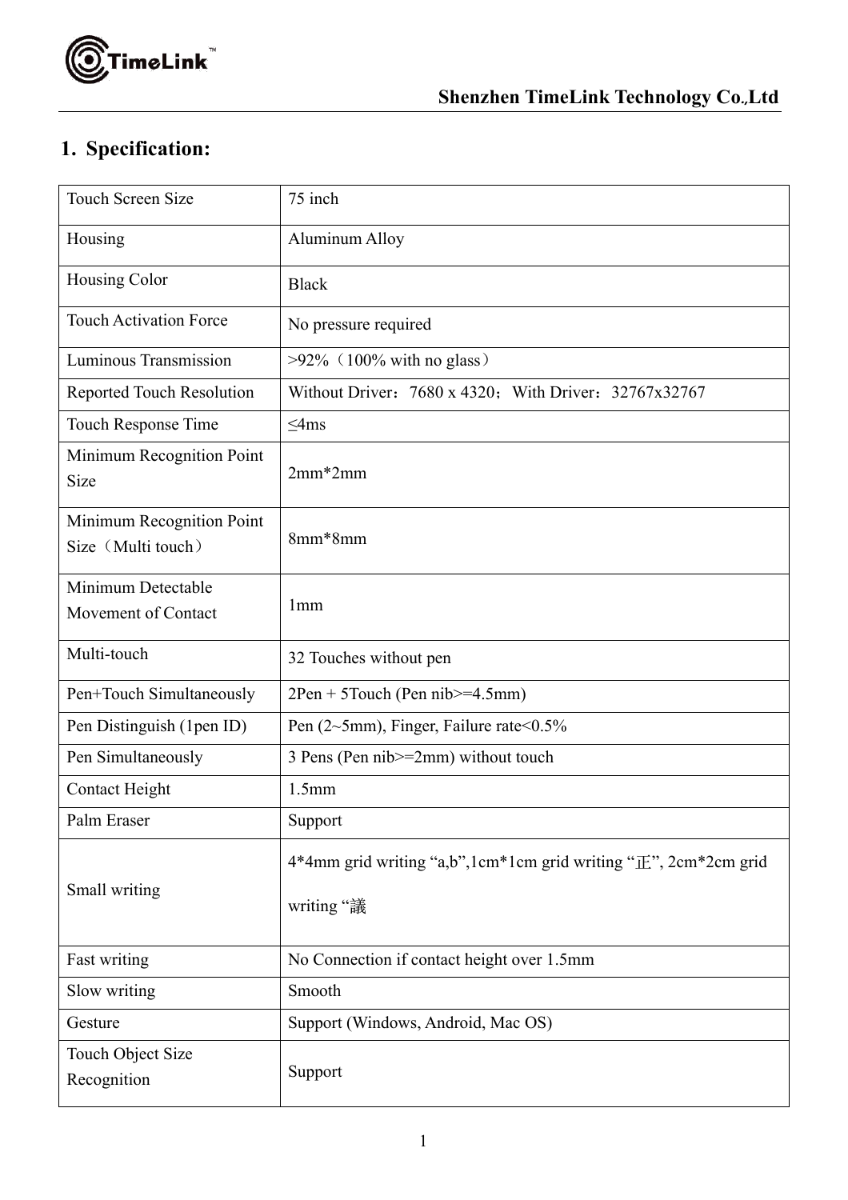## 1. Specification:

| Touch Screen Size | 75 inch |
|---|---|
| Housing | Aluminum Alloy |
| Housing Color | Black |
| Touch Activation Force | No pressure required |
| Luminous Transmission | >92%（100% with no glass） |
| Reported Touch Resolution | Without Driver：7680 x 4320；With Driver：32767x32767 |
| Touch Response Time | ≤4ms |
| Minimum Recognition Point Size | 2mm*2mm |
| Minimum Recognition Point Size（Multi touch） | 8mm*8mm |
| Minimum Detectable Movement of Contact | 1mm |
| Multi-touch | 32 Touches without pen |
| Pen+Touch Simultaneously | 2Pen + 5Touch (Pen nib>=4.5mm) |
| Pen Distinguish (1pen ID) | Pen (2~5mm), Finger, Failure rate<0.5% |
| Pen Simultaneously | 3 Pens (Pen nib>=2mm) without touch |
| Contact Height | 1.5mm |
| Palm Eraser | Support |
| Small writing | 4*4mm grid writing “a,b”,1cm*1cm grid writing “正”, 2cm*2cm grid writing “議 |
| Fast writing | No Connection if contact height over 1.5mm |
| Slow writing | Smooth |
| Gesture | Support (Windows, Android, Mac OS) |
| Touch Object Size Recognition | Support |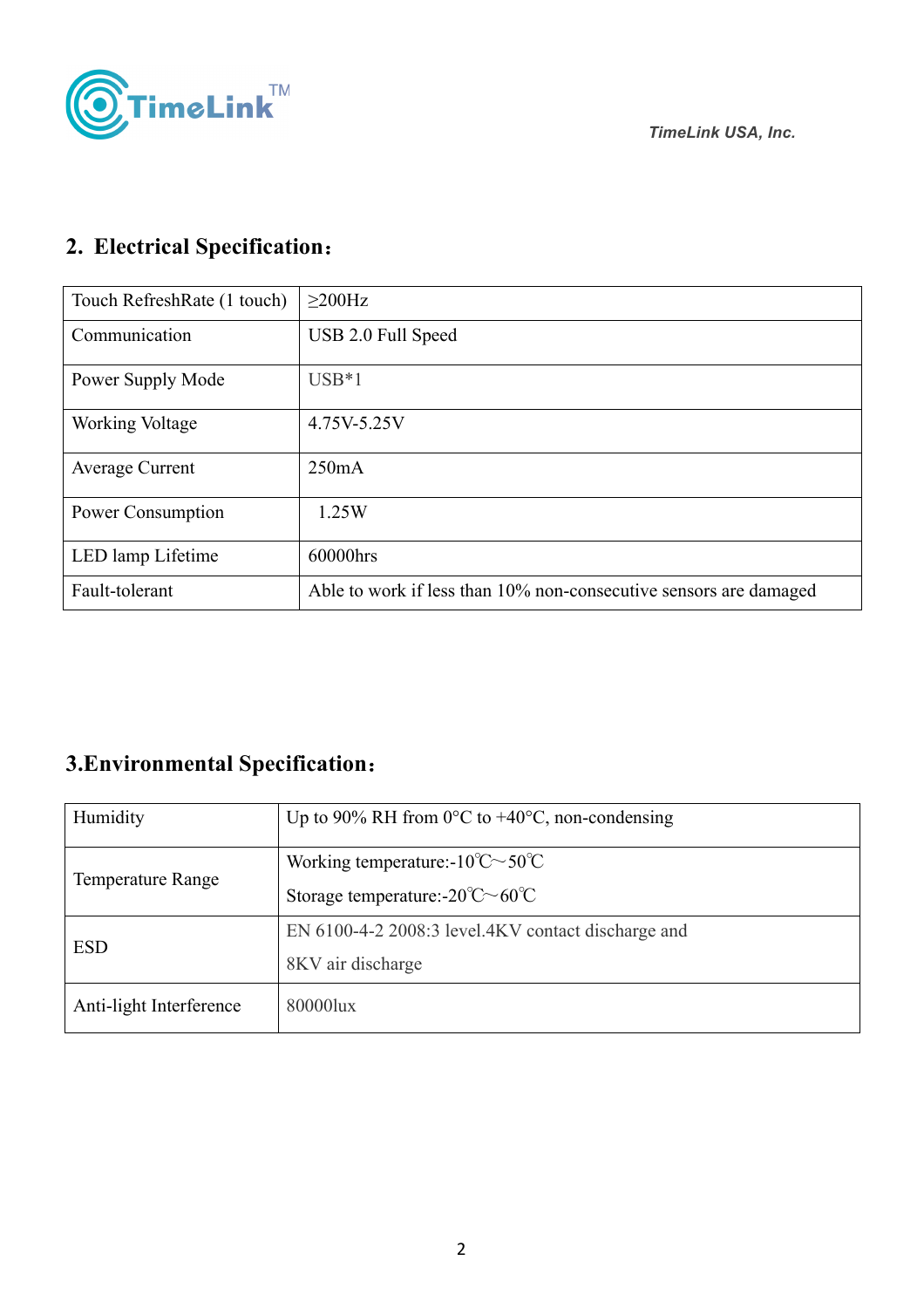## 2. Electrical Specification：

| Touch RefreshRate (1 touch) | ≥200Hz |
|---|---|
| Communication | USB 2.0 Full Speed |
| Power Supply Mode | USB*1 |
| Working Voltage | 4.75V-5.25V |
| Average Current | 250mA |
| Power Consumption | 1.25W |
| LED lamp Lifetime | 60000hrs |
| Fault-tolerant | Able to work if less than 10% non-consecutive sensors are damaged |

## 3.Environmental Specification：

| Humidity | Up to 90% RH from 0°C to +40°C, non-condensing |
|---|---|
| Temperature Range | Working temperature:-10℃～50℃<br>Storage temperature:-20℃～60℃ |
| ESD | EN 6100-4-2 2008:3 level.4KV contact discharge and<br>8KV air discharge |
| Anti-light Interference | 80000lux |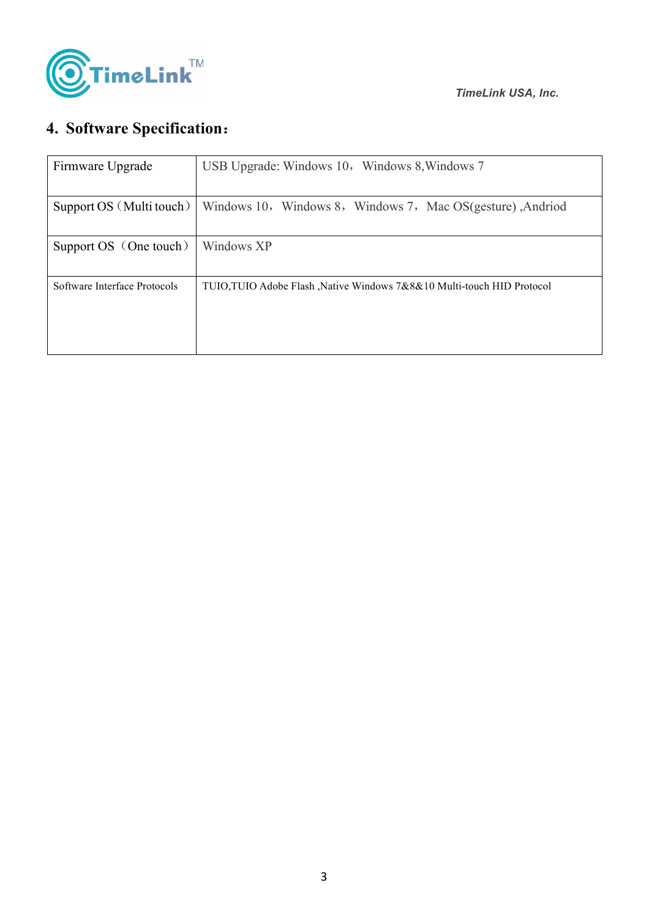## 4. Software Specification：

| | |
|---|---|
| Firmware Upgrade | USB Upgrade: Windows 10， Windows 8,Windows 7 |
| Support OS（Multi touch） | Windows 10， Windows 8， Windows 7， Mac OS(gesture) ,Andriod |
| Support OS （One touch） | Windows XP |
| Software Interface Protocols | TUIO,TUIO Adobe Flash ,Native Windows 7&8&10 Multi-touch HID Protocol |